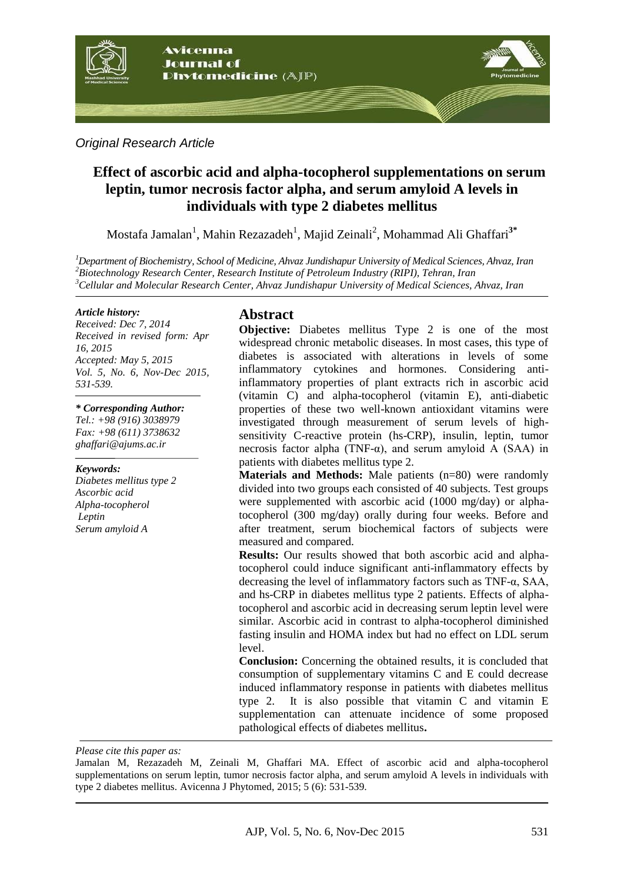*Original Research Article*

# Effect of ascorbic acid and alpha-tocopherol supplementations on serum leptin, tumor necrosis factor alpha, and serum amyloid A levels in individuals with type 2 diabetes mellitus

Mostafa Jamalan[1], Mahin Rezazadeh[1], Majid Zeinali[2], Mohammad Ali Ghaffari[3*]

[1]*Department of Biochemistry, School of Medicine, Ahvaz Jundishapur University of Medical Sciences, Ahvaz, Iran*
[2]*Biotechnology Research Center, Research Institute of Petroleum Industry (RIPI), Tehran, Iran*
[3]*Cellular and Molecular Research Center, Ahvaz Jundishapur University of Medical Sciences, Ahvaz, Iran*

***Article history:***
*Received: Dec 7, 2014*
*Received in revised form: Apr 16, 2015*
*Accepted: May 5, 2015*
*Vol. 5, No. 6, Nov-Dec 2015, 531-539.*

***\* Corresponding Author:***
*Tel.: +98 (916) 3038979*
*Fax: +98 (611) 3738632*
*ghaffari@ajums.ac.ir*

***Keywords:***
*Diabetes mellitus type 2*
*Ascorbic acid*
*Alpha-tocopherol*
*Leptin*
*Serum amyloid A*

## Abstract

**Objective:** Diabetes mellitus Type 2 is one of the most widespread chronic metabolic diseases. In most cases, this type of diabetes is associated with alterations in levels of some inflammatory cytokines and hormones. Considering anti-inflammatory properties of plant extracts rich in ascorbic acid (vitamin C) and alpha-tocopherol (vitamin E), anti-diabetic properties of these two well-known antioxidant vitamins were investigated through measurement of serum levels of high-sensitivity C-reactive protein (hs-CRP), insulin, leptin, tumor necrosis factor alpha (TNF-α), and serum amyloid A (SAA) in patients with diabetes mellitus type 2.

**Materials and Methods:** Male patients (n=80) were randomly divided into two groups each consisted of 40 subjects. Test groups were supplemented with ascorbic acid (1000 mg/day) or alpha-tocopherol (300 mg/day) orally during four weeks. Before and after treatment, serum biochemical factors of subjects were measured and compared.

**Results:** Our results showed that both ascorbic acid and alpha-tocopherol could induce significant anti-inflammatory effects by decreasing the level of inflammatory factors such as TNF-α, SAA, and hs-CRP in diabetes mellitus type 2 patients. Effects of alpha-tocopherol and ascorbic acid in decreasing serum leptin level were similar. Ascorbic acid in contrast to alpha-tocopherol diminished fasting insulin and HOMA index but had no effect on LDL serum level.

**Conclusion:** Concerning the obtained results, it is concluded that consumption of supplementary vitamins C and E could decrease induced inflammatory response in patients with diabetes mellitus type 2. It is also possible that vitamin C and vitamin E supplementation can attenuate incidence of some proposed pathological effects of diabetes mellitus**.**

*Please cite this paper as:*

Jamalan M, Rezazadeh M, Zeinali M, Ghaffari MA. Effect of ascorbic acid and alpha-tocopherol supplementations on serum leptin, tumor necrosis factor alpha, and serum amyloid A levels in individuals with type 2 diabetes mellitus. Avicenna J Phytomed, 2015; 5 (6): 531-539.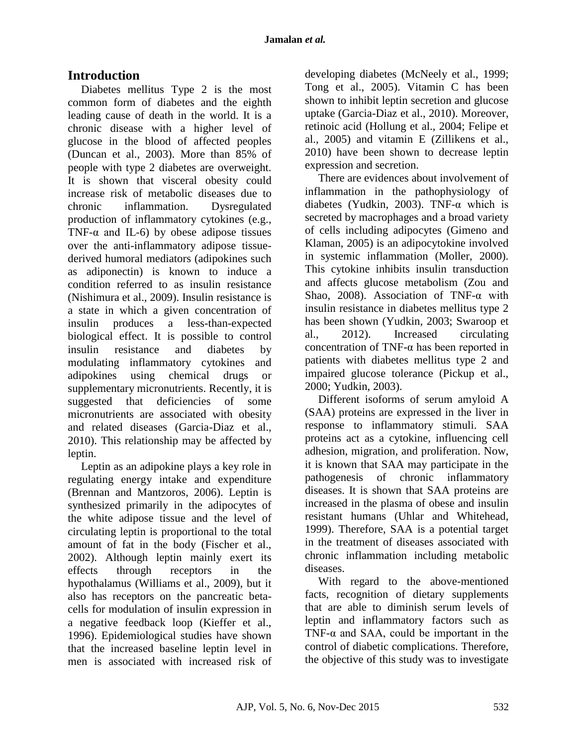## Introduction

Diabetes mellitus Type 2 is the most common form of diabetes and the eighth leading cause of death in the world. It is a chronic disease with a higher level of glucose in the blood of affected peoples (Duncan et al., 2003). More than 85% of people with type 2 diabetes are overweight. It is shown that visceral obesity could increase risk of metabolic diseases due to chronic inflammation. Dysregulated production of inflammatory cytokines (e.g., TNF-α and IL-6) by obese adipose tissues over the anti-inflammatory adipose tissue-derived humoral mediators (adipokines such as adiponectin) is known to induce a condition referred to as insulin resistance (Nishimura et al., 2009). Insulin resistance is a state in which a given concentration of insulin produces a less-than-expected biological effect. It is possible to control insulin resistance and diabetes by modulating inflammatory cytokines and adipokines using chemical drugs or supplementary micronutrients. Recently, it is suggested that deficiencies of some micronutrients are associated with obesity and related diseases (Garcia-Diaz et al., 2010). This relationship may be affected by leptin.

Leptin as an adipokine plays a key role in regulating energy intake and expenditure (Brennan and Mantzoros, 2006). Leptin is synthesized primarily in the adipocytes of the white adipose tissue and the level of circulating leptin is proportional to the total amount of fat in the body (Fischer et al., 2002). Although leptin mainly exert its effects through receptors in the hypothalamus (Williams et al., 2009), but it also has receptors on the pancreatic beta-cells for modulation of insulin expression in a negative feedback loop (Kieffer et al., 1996). Epidemiological studies have shown that the increased baseline leptin level in men is associated with increased risk of developing diabetes (McNeely et al., 1999; Tong et al., 2005). Vitamin C has been shown to inhibit leptin secretion and glucose uptake (Garcia-Diaz et al., 2010). Moreover, retinoic acid (Hollung et al., 2004; Felipe et al., 2005) and vitamin E (Zillikens et al., 2010) have been shown to decrease leptin expression and secretion.

There are evidences about involvement of inflammation in the pathophysiology of diabetes (Yudkin, 2003). TNF-α which is secreted by macrophages and a broad variety of cells including adipocytes (Gimeno and Klaman, 2005) is an adipocytokine involved in systemic inflammation (Moller, 2000). This cytokine inhibits insulin transduction and affects glucose metabolism (Zou and Shao, 2008). Association of TNF-α with insulin resistance in diabetes mellitus type 2 has been shown (Yudkin, 2003; Swaroop et al., 2012). Increased circulating concentration of TNF-α has been reported in patients with diabetes mellitus type 2 and impaired glucose tolerance (Pickup et al., 2000; Yudkin, 2003).

Different isoforms of serum amyloid A (SAA) proteins are expressed in the liver in response to inflammatory stimuli. SAA proteins act as a cytokine, influencing cell adhesion, migration, and proliferation. Now, it is known that SAA may participate in the pathogenesis of chronic inflammatory diseases. It is shown that SAA proteins are increased in the plasma of obese and insulin resistant humans (Uhlar and Whitehead, 1999). Therefore, SAA is a potential target in the treatment of diseases associated with chronic inflammation including metabolic diseases.

With regard to the above-mentioned facts, recognition of dietary supplements that are able to diminish serum levels of leptin and inflammatory factors such as TNF-α and SAA, could be important in the control of diabetic complications. Therefore, the objective of this study was to investigate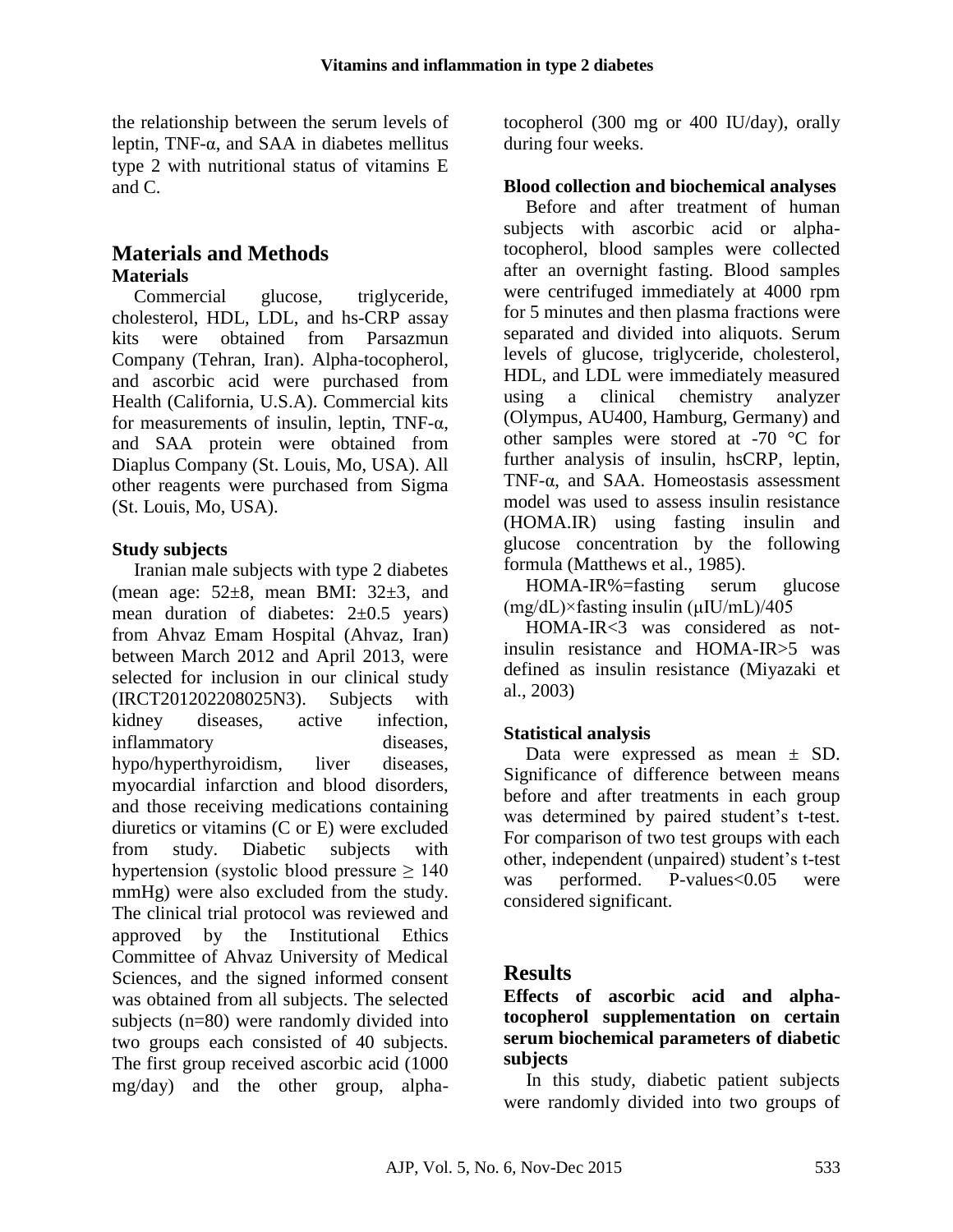the relationship between the serum levels of leptin, TNF-α, and SAA in diabetes mellitus type 2 with nutritional status of vitamins E and C.

# Materials and Methods

## Materials

Commercial glucose, triglyceride, cholesterol, HDL, LDL, and hs-CRP assay kits were obtained from Parsazmun Company (Tehran, Iran). Alpha-tocopherol, and ascorbic acid were purchased from Health (California, U.S.A). Commercial kits for measurements of insulin, leptin, TNF-α, and SAA protein were obtained from Diaplus Company (St. Louis, Mo, USA). All other reagents were purchased from Sigma (St. Louis, Mo, USA).

## Study subjects

Iranian male subjects with type 2 diabetes (mean age: 52±8, mean BMI: 32±3, and mean duration of diabetes: 2±0.5 years) from Ahvaz Emam Hospital (Ahvaz, Iran) between March 2012 and April 2013, were selected for inclusion in our clinical study (IRCT201202208025N3). Subjects with kidney diseases, active infection, inflammatory diseases, hypo/hyperthyroidism, liver diseases, myocardial infarction and blood disorders, and those receiving medications containing diuretics or vitamins (C or E) were excluded from study. Diabetic subjects with hypertension (systolic blood pressure ≥ 140 mmHg) were also excluded from the study. The clinical trial protocol was reviewed and approved by the Institutional Ethics Committee of Ahvaz University of Medical Sciences, and the signed informed consent was obtained from all subjects. The selected subjects (n=80) were randomly divided into two groups each consisted of 40 subjects. The first group received ascorbic acid (1000 mg/day) and the other group, alpha-tocopherol (300 mg or 400 IU/day), orally during four weeks.

## Blood collection and biochemical analyses

Before and after treatment of human subjects with ascorbic acid or alpha-tocopherol, blood samples were collected after an overnight fasting. Blood samples were centrifuged immediately at 4000 rpm for 5 minutes and then plasma fractions were separated and divided into aliquots. Serum levels of glucose, triglyceride, cholesterol, HDL, and LDL were immediately measured using a clinical chemistry analyzer (Olympus, AU400, Hamburg, Germany) and other samples were stored at -70 °C for further analysis of insulin, hsCRP, leptin, TNF-α, and SAA. Homeostasis assessment model was used to assess insulin resistance (HOMA.IR) using fasting insulin and glucose concentration by the following formula (Matthews et al., 1985).

HOMA-IR%=fasting serum glucose (mg/dL)×fasting insulin (μIU/mL)/405

HOMA-IR<3 was considered as not-insulin resistance and HOMA-IR>5 was defined as insulin resistance (Miyazaki et al., 2003)

## Statistical analysis

Data were expressed as mean ± SD. Significance of difference between means before and after treatments in each group was determined by paired student's t-test. For comparison of two test groups with each other, independent (unpaired) student's t-test was performed. P-values<0.05 were considered significant.

# Results

## Effects of ascorbic acid and alpha-tocopherol supplementation on certain serum biochemical parameters of diabetic subjects

In this study, diabetic patient subjects were randomly divided into two groups of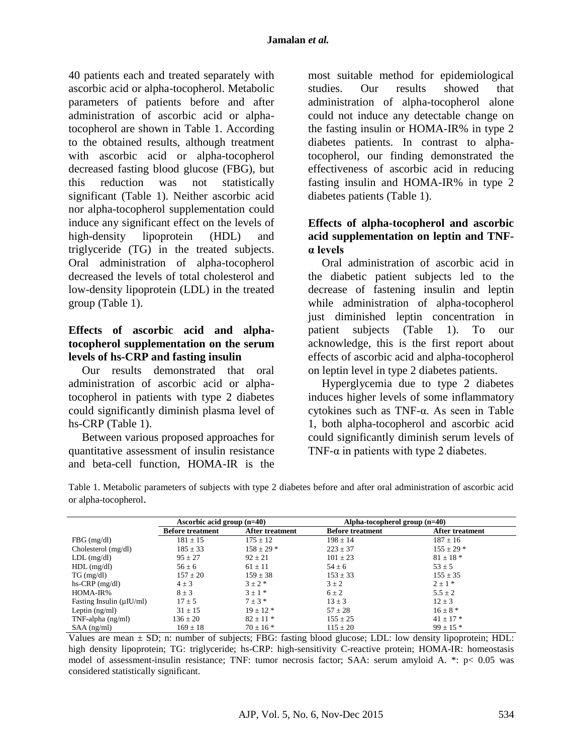40 patients each and treated separately with ascorbic acid or alpha-tocopherol. Metabolic parameters of patients before and after administration of ascorbic acid or alpha-tocopherol are shown in Table 1. According to the obtained results, although treatment with ascorbic acid or alpha-tocopherol decreased fasting blood glucose (FBG), but this reduction was not statistically significant (Table 1). Neither ascorbic acid nor alpha-tocopherol supplementation could induce any significant effect on the levels of high-density lipoprotein (HDL) and triglyceride (TG) in the treated subjects. Oral administration of alpha-tocopherol decreased the levels of total cholesterol and low-density lipoprotein (LDL) in the treated group (Table 1).

### Effects of ascorbic acid and alpha-tocopherol supplementation on the serum levels of hs-CRP and fasting insulin

Our results demonstrated that oral administration of ascorbic acid or alpha-tocopherol in patients with type 2 diabetes could significantly diminish plasma level of hs-CRP (Table 1).

Between various proposed approaches for quantitative assessment of insulin resistance and beta-cell function, HOMA-IR is the most suitable method for epidemiological studies. Our results showed that administration of alpha-tocopherol alone could not induce any detectable change on the fasting insulin or HOMA-IR% in type 2 diabetes patients. In contrast to alpha-tocopherol, our finding demonstrated the effectiveness of ascorbic acid in reducing fasting insulin and HOMA-IR% in type 2 diabetes patients (Table 1).

### Effects of alpha-tocopherol and ascorbic acid supplementation on leptin and TNF-α levels

Oral administration of ascorbic acid in the diabetic patient subjects led to the decrease of fastening insulin and leptin while administration of alpha-tocopherol just diminished leptin concentration in patient subjects (Table 1). To our acknowledge, this is the first report about effects of ascorbic acid and alpha-tocopherol on leptin level in type 2 diabetes patients.

Hyperglycemia due to type 2 diabetes induces higher levels of some inflammatory cytokines such as TNF-α. As seen in Table 1, both alpha-tocopherol and ascorbic acid could significantly diminish serum levels of TNF-α in patients with type 2 diabetes.

Table 1. Metabolic parameters of subjects with type 2 diabetes before and after oral administration of ascorbic acid or alpha-tocopherol.

| | Ascorbic acid group (n=40) | | Alpha-tocopherol group (n=40) | |
|---|---|---|---|---|
| | Before treatment | After treatment | Before treatment | After treatment |
| FBG (mg/dl) | 181 ± 15 | 175 ± 12 | 198 ± 14 | 187 ± 16 |
| Cholesterol (mg/dl) | 185 ± 33 | 158 ± 29 * | 223 ± 37 | 155 ± 29 * |
| LDL (mg/dl) | 95 ± 27 | 92 ± 21 | 101 ± 23 | 81 ± 18 * |
| HDL (mg/dl) | 56 ± 6 | 61 ± 11 | 54 ± 6 | 53 ± 5 |
| TG (mg/dl) | 157 ± 20 | 159 ± 38 | 153 ± 33 | 155 ± 35 |
| hs-CRP (mg/dl) | 4 ± 3 | 3 ± 2 * | 3 ± 2 | 2 ± 1 * |
| HOMA-IR% | 8 ± 3 | 3 ± 1 * | 6 ± 2 | 5.5 ± 2 |
| Fasting Insulin (µIU/ml) | 17 ± 5 | 7 ± 3 * | 13 ± 3 | 12 ± 3 |
| Leptin (ng/ml) | 31 ± 15 | 19 ± 12 * | 57 ± 28 | 16 ± 8 * |
| TNF-alpha (ng/ml) | 136 ± 20 | 82 ± 11 * | 155 ± 25 | 41 ± 17 * |
| SAA (ng/ml) | 169 ± 18 | 70 ± 16 * | 115 ± 20 | 99 ± 15 * |

Values are mean ± SD; n: number of subjects; FBG: fasting blood glucose; LDL: low density lipoprotein; HDL: high density lipoprotein; TG: triglyceride; hs-CRP: high-sensitivity C-reactive protein; HOMA-IR: homeostasis model of assessment-insulin resistance; TNF: tumor necrosis factor; SAA: serum amyloid A. *: $p < 0.05$ was considered statistically significant.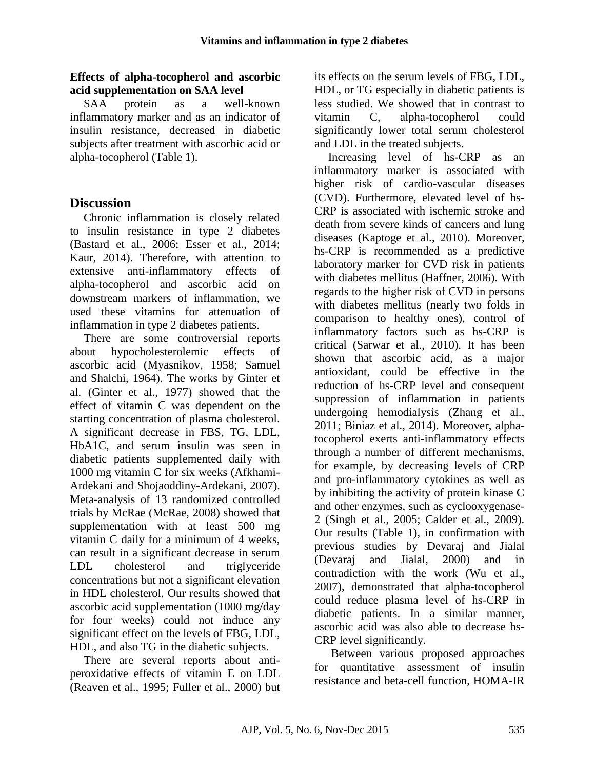**Effects of alpha-tocopherol and ascorbic acid supplementation on SAA level**

SAA protein as a well-known inflammatory marker and as an indicator of insulin resistance, decreased in diabetic subjects after treatment with ascorbic acid or alpha-tocopherol (Table 1).

## Discussion

Chronic inflammation is closely related to insulin resistance in type 2 diabetes (Bastard et al., 2006; Esser et al., 2014; Kaur, 2014). Therefore, with attention to extensive anti-inflammatory effects of alpha-tocopherol and ascorbic acid on downstream markers of inflammation, we used these vitamins for attenuation of inflammation in type 2 diabetes patients.

There are some controversial reports about hypocholesterolemic effects of ascorbic acid (Myasnikov, 1958; Samuel and Shalchi, 1964). The works by Ginter et al. (Ginter et al., 1977) showed that the effect of vitamin C was dependent on the starting concentration of plasma cholesterol. A significant decrease in FBS, TG, LDL, HbA1C, and serum insulin was seen in diabetic patients supplemented daily with 1000 mg vitamin C for six weeks (Afkhami-Ardekani and Shojaoddiny-Ardekani, 2007). Meta-analysis of 13 randomized controlled trials by McRae (McRae, 2008) showed that supplementation with at least 500 mg vitamin C daily for a minimum of 4 weeks, can result in a significant decrease in serum LDL cholesterol and triglyceride concentrations but not a significant elevation in HDL cholesterol. Our results showed that ascorbic acid supplementation (1000 mg/day for four weeks) could not induce any significant effect on the levels of FBG, LDL, HDL, and also TG in the diabetic subjects.

There are several reports about anti-peroxidative effects of vitamin E on LDL (Reaven et al., 1995; Fuller et al., 2000) but its effects on the serum levels of FBG, LDL, HDL, or TG especially in diabetic patients is less studied. We showed that in contrast to vitamin C, alpha-tocopherol could significantly lower total serum cholesterol and LDL in the treated subjects.

Increasing level of hs-CRP as an inflammatory marker is associated with higher risk of cardio-vascular diseases (CVD). Furthermore, elevated level of hs-CRP is associated with ischemic stroke and death from severe kinds of cancers and lung diseases (Kaptoge et al., 2010). Moreover, hs-CRP is recommended as a predictive laboratory marker for CVD risk in patients with diabetes mellitus (Haffner, 2006). With regards to the higher risk of CVD in persons with diabetes mellitus (nearly two folds in comparison to healthy ones), control of inflammatory factors such as hs-CRP is critical (Sarwar et al., 2010). It has been shown that ascorbic acid, as a major antioxidant, could be effective in the reduction of hs-CRP level and consequent suppression of inflammation in patients undergoing hemodialysis (Zhang et al., 2011; Biniaz et al., 2014). Moreover, alpha-tocopherol exerts anti-inflammatory effects through a number of different mechanisms, for example, by decreasing levels of CRP and pro-inflammatory cytokines as well as by inhibiting the activity of protein kinase C and other enzymes, such as cyclooxygenase-2 (Singh et al., 2005; Calder et al., 2009). Our results (Table 1), in confirmation with previous studies by Devaraj and Jialal (Devaraj and Jialal, 2000) and in contradiction with the work (Wu et al., 2007), demonstrated that alpha-tocopherol could reduce plasma level of hs-CRP in diabetic patients. In a similar manner, ascorbic acid was also able to decrease hs-CRP level significantly.

Between various proposed approaches for quantitative assessment of insulin resistance and beta-cell function, HOMA-IR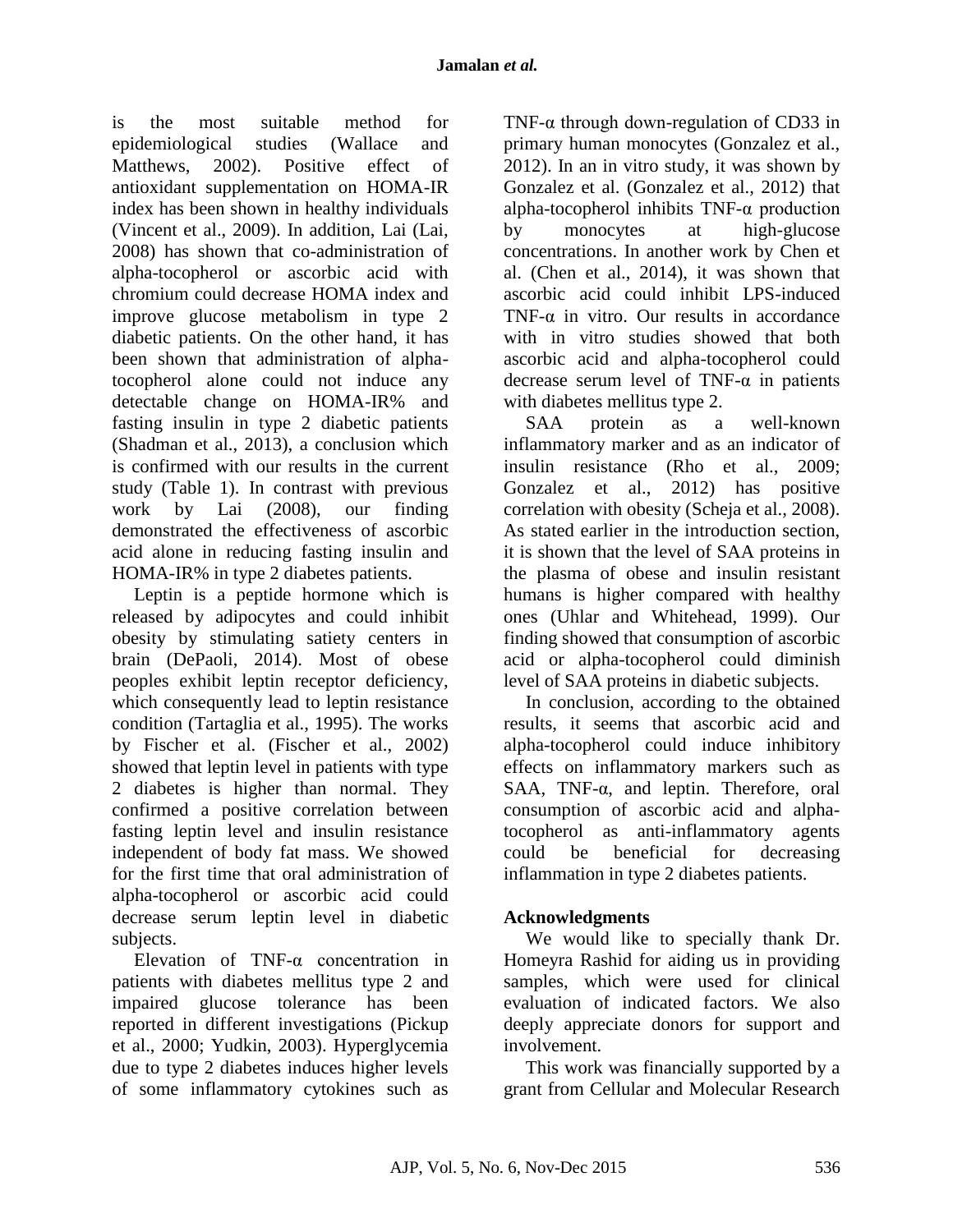is the most suitable method for epidemiological studies (Wallace and Matthews, 2002). Positive effect of antioxidant supplementation on HOMA-IR index has been shown in healthy individuals (Vincent et al., 2009). In addition, Lai (Lai, 2008) has shown that co-administration of alpha-tocopherol or ascorbic acid with chromium could decrease HOMA index and improve glucose metabolism in type 2 diabetic patients. On the other hand, it has been shown that administration of alpha-tocopherol alone could not induce any detectable change on HOMA-IR% and fasting insulin in type 2 diabetic patients (Shadman et al., 2013), a conclusion which is confirmed with our results in the current study (Table 1). In contrast with previous work by Lai (2008), our finding demonstrated the effectiveness of ascorbic acid alone in reducing fasting insulin and HOMA-IR% in type 2 diabetes patients.

Leptin is a peptide hormone which is released by adipocytes and could inhibit obesity by stimulating satiety centers in brain (DePaoli, 2014). Most of obese peoples exhibit leptin receptor deficiency, which consequently lead to leptin resistance condition (Tartaglia et al., 1995). The works by Fischer et al. (Fischer et al., 2002) showed that leptin level in patients with type 2 diabetes is higher than normal. They confirmed a positive correlation between fasting leptin level and insulin resistance independent of body fat mass. We showed for the first time that oral administration of alpha-tocopherol or ascorbic acid could decrease serum leptin level in diabetic subjects.

Elevation of TNF-α concentration in patients with diabetes mellitus type 2 and impaired glucose tolerance has been reported in different investigations (Pickup et al., 2000; Yudkin, 2003). Hyperglycemia due to type 2 diabetes induces higher levels of some inflammatory cytokines such as TNF-α through down-regulation of CD33 in primary human monocytes (Gonzalez et al., 2012). In an in vitro study, it was shown by Gonzalez et al. (Gonzalez et al., 2012) that alpha-tocopherol inhibits TNF-α production by monocytes at high-glucose concentrations. In another work by Chen et al. (Chen et al., 2014), it was shown that ascorbic acid could inhibit LPS-induced TNF-α in vitro. Our results in accordance with in vitro studies showed that both ascorbic acid and alpha-tocopherol could decrease serum level of TNF-α in patients with diabetes mellitus type 2.

SAA protein as a well-known inflammatory marker and as an indicator of insulin resistance (Rho et al., 2009; Gonzalez et al., 2012) has positive correlation with obesity (Scheja et al., 2008). As stated earlier in the introduction section, it is shown that the level of SAA proteins in the plasma of obese and insulin resistant humans is higher compared with healthy ones (Uhlar and Whitehead, 1999). Our finding showed that consumption of ascorbic acid or alpha-tocopherol could diminish level of SAA proteins in diabetic subjects.

In conclusion, according to the obtained results, it seems that ascorbic acid and alpha-tocopherol could induce inhibitory effects on inflammatory markers such as SAA, TNF-α, and leptin. Therefore, oral consumption of ascorbic acid and alpha-tocopherol as anti-inflammatory agents could be beneficial for decreasing inflammation in type 2 diabetes patients.

## Acknowledgments

We would like to specially thank Dr. Homeyra Rashid for aiding us in providing samples, which were used for clinical evaluation of indicated factors. We also deeply appreciate donors for support and involvement.

This work was financially supported by a grant from Cellular and Molecular Research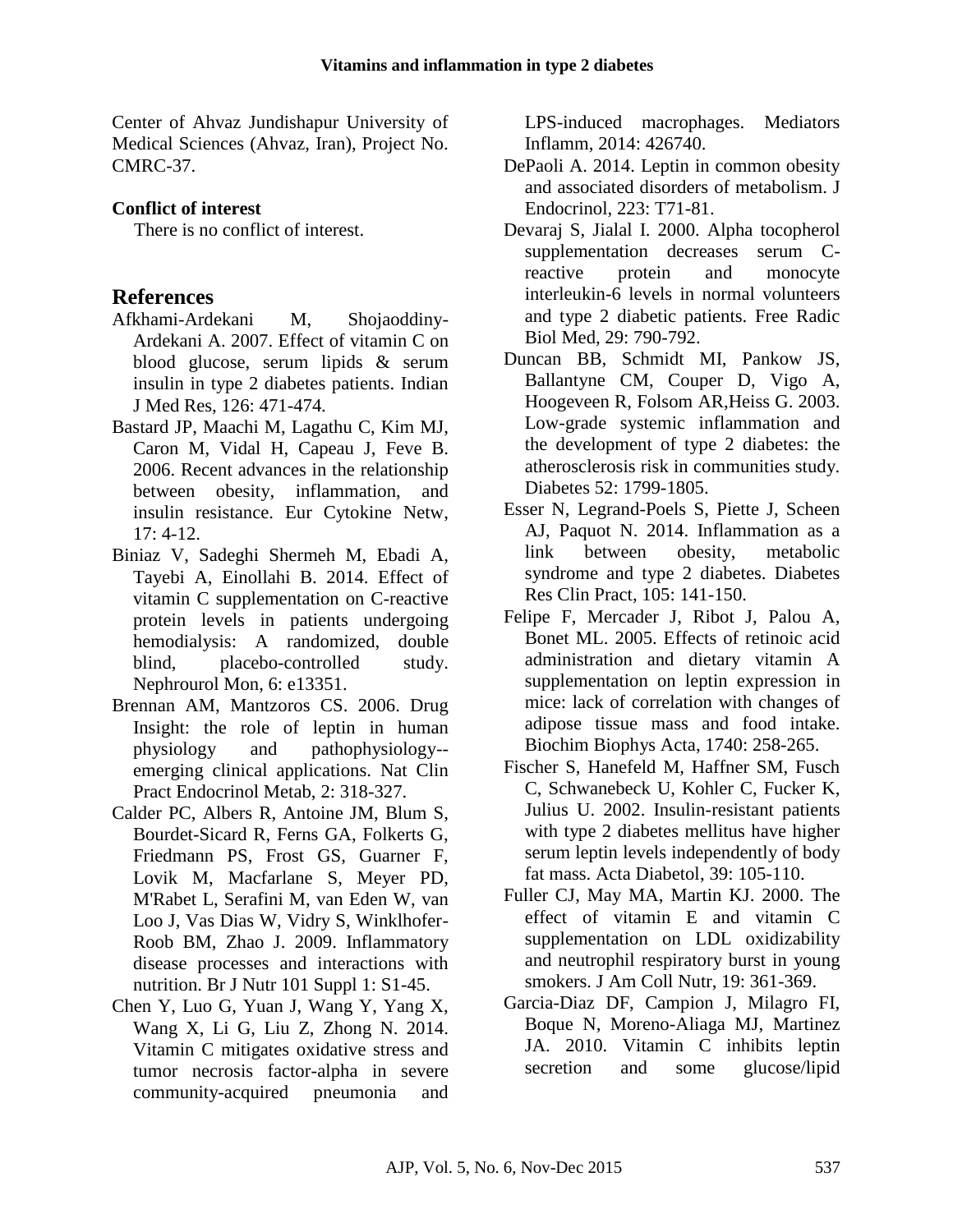Center of Ahvaz Jundishapur University of Medical Sciences (Ahvaz, Iran), Project No. CMRC-37.

### Conflict of interest

There is no conflict of interest.

## References

Afkhami-Ardekani M, Shojaoddiny-Ardekani A. 2007. Effect of vitamin C on blood glucose, serum lipids & serum insulin in type 2 diabetes patients. Indian J Med Res, 126: 471-474.

Bastard JP, Maachi M, Lagathu C, Kim MJ, Caron M, Vidal H, Capeau J, Feve B. 2006. Recent advances in the relationship between obesity, inflammation, and insulin resistance. Eur Cytokine Netw, 17: 4-12.

Biniaz V, Sadeghi Shermeh M, Ebadi A, Tayebi A, Einollahi B. 2014. Effect of vitamin C supplementation on C-reactive protein levels in patients undergoing hemodialysis: A randomized, double blind, placebo-controlled study. Nephrourol Mon, 6: e13351.

Brennan AM, Mantzoros CS. 2006. Drug Insight: the role of leptin in human physiology and pathophysiology--emerging clinical applications. Nat Clin Pract Endocrinol Metab, 2: 318-327.

Calder PC, Albers R, Antoine JM, Blum S, Bourdet-Sicard R, Ferns GA, Folkerts G, Friedmann PS, Frost GS, Guarner F, Lovik M, Macfarlane S, Meyer PD, M'Rabet L, Serafini M, van Eden W, van Loo J, Vas Dias W, Vidry S, Winklhofer-Roob BM, Zhao J. 2009. Inflammatory disease processes and interactions with nutrition. Br J Nutr 101 Suppl 1: S1-45.

Chen Y, Luo G, Yuan J, Wang Y, Yang X, Wang X, Li G, Liu Z, Zhong N. 2014. Vitamin C mitigates oxidative stress and tumor necrosis factor-alpha in severe community-acquired pneumonia and LPS-induced macrophages. Mediators Inflamm, 2014: 426740.

DePaoli A. 2014. Leptin in common obesity and associated disorders of metabolism. J Endocrinol, 223: T71-81.

Devaraj S, Jialal I. 2000. Alpha tocopherol supplementation decreases serum C-reactive protein and monocyte interleukin-6 levels in normal volunteers and type 2 diabetic patients. Free Radic Biol Med, 29: 790-792.

Duncan BB, Schmidt MI, Pankow JS, Ballantyne CM, Couper D, Vigo A, Hoogeveen R, Folsom AR,Heiss G. 2003. Low-grade systemic inflammation and the development of type 2 diabetes: the atherosclerosis risk in communities study. Diabetes 52: 1799-1805.

Esser N, Legrand-Poels S, Piette J, Scheen AJ, Paquot N. 2014. Inflammation as a link between obesity, metabolic syndrome and type 2 diabetes. Diabetes Res Clin Pract, 105: 141-150.

Felipe F, Mercader J, Ribot J, Palou A, Bonet ML. 2005. Effects of retinoic acid administration and dietary vitamin A supplementation on leptin expression in mice: lack of correlation with changes of adipose tissue mass and food intake. Biochim Biophys Acta, 1740: 258-265.

Fischer S, Hanefeld M, Haffner SM, Fusch C, Schwanebeck U, Kohler C, Fucker K, Julius U. 2002. Insulin-resistant patients with type 2 diabetes mellitus have higher serum leptin levels independently of body fat mass. Acta Diabetol, 39: 105-110.

Fuller CJ, May MA, Martin KJ. 2000. The effect of vitamin E and vitamin C supplementation on LDL oxidizability and neutrophil respiratory burst in young smokers. J Am Coll Nutr, 19: 361-369.

Garcia-Diaz DF, Campion J, Milagro FI, Boque N, Moreno-Aliaga MJ, Martinez JA. 2010. Vitamin C inhibits leptin secretion and some glucose/lipid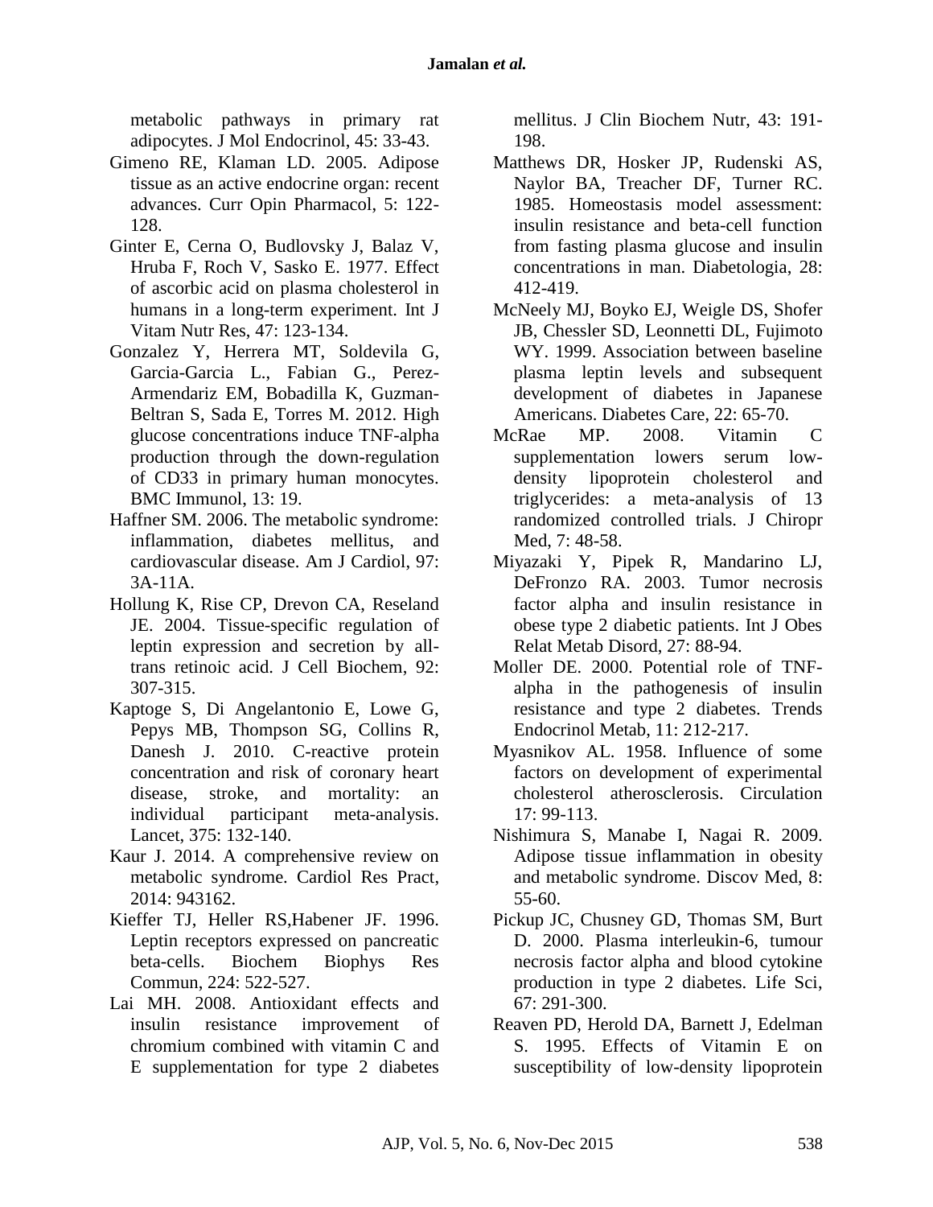metabolic pathways in primary rat adipocytes. J Mol Endocrinol, 45: 33-43.

Gimeno RE, Klaman LD. 2005. Adipose tissue as an active endocrine organ: recent advances. Curr Opin Pharmacol, 5: 122-128.

Ginter E, Cerna O, Budlovsky J, Balaz V, Hruba F, Roch V, Sasko E. 1977. Effect of ascorbic acid on plasma cholesterol in humans in a long-term experiment. Int J Vitam Nutr Res, 47: 123-134.

Gonzalez Y, Herrera MT, Soldevila G, Garcia-Garcia L., Fabian G., Perez-Armendariz EM, Bobadilla K, Guzman-Beltran S, Sada E, Torres M. 2012. High glucose concentrations induce TNF-alpha production through the down-regulation of CD33 in primary human monocytes. BMC Immunol, 13: 19.

Haffner SM. 2006. The metabolic syndrome: inflammation, diabetes mellitus, and cardiovascular disease. Am J Cardiol, 97: 3A-11A.

Hollung K, Rise CP, Drevon CA, Reseland JE. 2004. Tissue-specific regulation of leptin expression and secretion by all-trans retinoic acid. J Cell Biochem, 92: 307-315.

Kaptoge S, Di Angelantonio E, Lowe G, Pepys MB, Thompson SG, Collins R, Danesh J. 2010. C-reactive protein concentration and risk of coronary heart disease, stroke, and mortality: an individual participant meta-analysis. Lancet, 375: 132-140.

Kaur J. 2014. A comprehensive review on metabolic syndrome. Cardiol Res Pract, 2014: 943162.

Kieffer TJ, Heller RS,Habener JF. 1996. Leptin receptors expressed on pancreatic beta-cells. Biochem Biophys Res Commun, 224: 522-527.

Lai MH. 2008. Antioxidant effects and insulin resistance improvement of chromium combined with vitamin C and E supplementation for type 2 diabetes mellitus. J Clin Biochem Nutr, 43: 191-198.

Matthews DR, Hosker JP, Rudenski AS, Naylor BA, Treacher DF, Turner RC. 1985. Homeostasis model assessment: insulin resistance and beta-cell function from fasting plasma glucose and insulin concentrations in man. Diabetologia, 28: 412-419.

McNeely MJ, Boyko EJ, Weigle DS, Shofer JB, Chessler SD, Leonnetti DL, Fujimoto WY. 1999. Association between baseline plasma leptin levels and subsequent development of diabetes in Japanese Americans. Diabetes Care, 22: 65-70.

McRae MP. 2008. Vitamin C supplementation lowers serum low-density lipoprotein cholesterol and triglycerides: a meta-analysis of 13 randomized controlled trials. J Chiropr Med, 7: 48-58.

Miyazaki Y, Pipek R, Mandarino LJ, DeFronzo RA. 2003. Tumor necrosis factor alpha and insulin resistance in obese type 2 diabetic patients. Int J Obes Relat Metab Disord, 27: 88-94.

Moller DE. 2000. Potential role of TNF-alpha in the pathogenesis of insulin resistance and type 2 diabetes. Trends Endocrinol Metab, 11: 212-217.

Myasnikov AL. 1958. Influence of some factors on development of experimental cholesterol atherosclerosis. Circulation 17: 99-113.

Nishimura S, Manabe I, Nagai R. 2009. Adipose tissue inflammation in obesity and metabolic syndrome. Discov Med, 8: 55-60.

Pickup JC, Chusney GD, Thomas SM, Burt D. 2000. Plasma interleukin-6, tumour necrosis factor alpha and blood cytokine production in type 2 diabetes. Life Sci, 67: 291-300.

Reaven PD, Herold DA, Barnett J, Edelman S. 1995. Effects of Vitamin E on susceptibility of low-density lipoprotein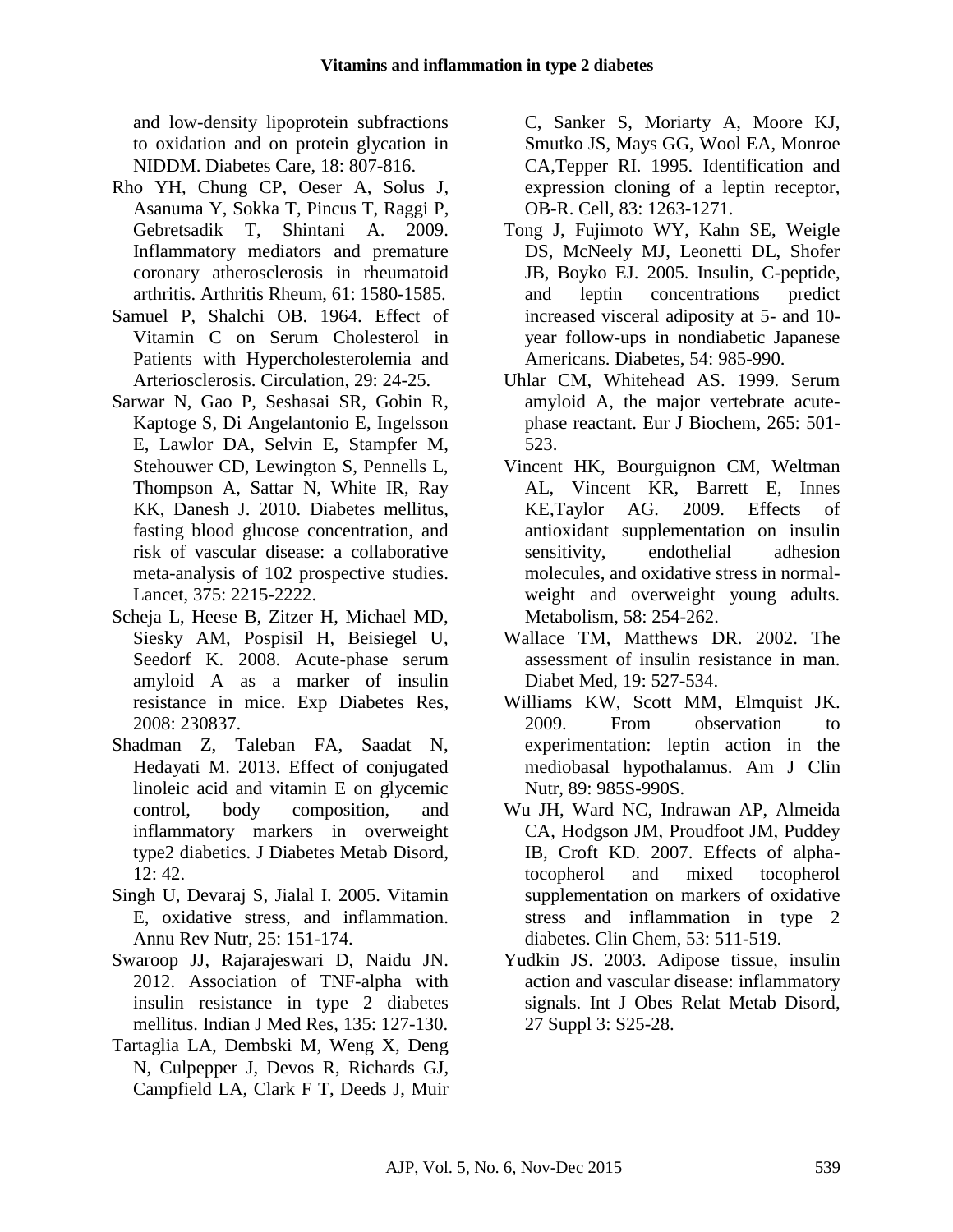and low-density lipoprotein subfractions to oxidation and on protein glycation in NIDDM. Diabetes Care, 18: 807-816.

Rho YH, Chung CP, Oeser A, Solus J, Asanuma Y, Sokka T, Pincus T, Raggi P, Gebretsadik T, Shintani A. 2009. Inflammatory mediators and premature coronary atherosclerosis in rheumatoid arthritis. Arthritis Rheum, 61: 1580-1585.

Samuel P, Shalchi OB. 1964. Effect of Vitamin C on Serum Cholesterol in Patients with Hypercholesterolemia and Arteriosclerosis. Circulation, 29: 24-25.

Sarwar N, Gao P, Seshasai SR, Gobin R, Kaptoge S, Di Angelantonio E, Ingelsson E, Lawlor DA, Selvin E, Stampfer M, Stehouwer CD, Lewington S, Pennells L, Thompson A, Sattar N, White IR, Ray KK, Danesh J. 2010. Diabetes mellitus, fasting blood glucose concentration, and risk of vascular disease: a collaborative meta-analysis of 102 prospective studies. Lancet, 375: 2215-2222.

Scheja L, Heese B, Zitzer H, Michael MD, Siesky AM, Pospisil H, Beisiegel U, Seedorf K. 2008. Acute-phase serum amyloid A as a marker of insulin resistance in mice. Exp Diabetes Res, 2008: 230837.

Shadman Z, Taleban FA, Saadat N, Hedayati M. 2013. Effect of conjugated linoleic acid and vitamin E on glycemic control, body composition, and inflammatory markers in overweight type2 diabetics. J Diabetes Metab Disord, 12: 42.

Singh U, Devaraj S, Jialal I. 2005. Vitamin E, oxidative stress, and inflammation. Annu Rev Nutr, 25: 151-174.

Swaroop JJ, Rajarajeswari D, Naidu JN. 2012. Association of TNF-alpha with insulin resistance in type 2 diabetes mellitus. Indian J Med Res, 135: 127-130.

Tartaglia LA, Dembski M, Weng X, Deng N, Culpepper J, Devos R, Richards GJ, Campfield LA, Clark F T, Deeds J, Muir C, Sanker S, Moriarty A, Moore KJ, Smutko JS, Mays GG, Wool EA, Monroe CA,Tepper RI. 1995. Identification and expression cloning of a leptin receptor, OB-R. Cell, 83: 1263-1271.

Tong J, Fujimoto WY, Kahn SE, Weigle DS, McNeely MJ, Leonetti DL, Shofer JB, Boyko EJ. 2005. Insulin, C-peptide, and leptin concentrations predict increased visceral adiposity at 5- and 10-year follow-ups in nondiabetic Japanese Americans. Diabetes, 54: 985-990.

Uhlar CM, Whitehead AS. 1999. Serum amyloid A, the major vertebrate acute-phase reactant. Eur J Biochem, 265: 501-523.

Vincent HK, Bourguignon CM, Weltman AL, Vincent KR, Barrett E, Innes KE,Taylor AG. 2009. Effects of antioxidant supplementation on insulin sensitivity, endothelial adhesion molecules, and oxidative stress in normal-weight and overweight young adults. Metabolism, 58: 254-262.

Wallace TM, Matthews DR. 2002. The assessment of insulin resistance in man. Diabet Med, 19: 527-534.

Williams KW, Scott MM, Elmquist JK. 2009. From observation to experimentation: leptin action in the mediobasal hypothalamus. Am J Clin Nutr, 89: 985S-990S.

Wu JH, Ward NC, Indrawan AP, Almeida CA, Hodgson JM, Proudfoot JM, Puddey IB, Croft KD. 2007. Effects of alpha-tocopherol and mixed tocopherol supplementation on markers of oxidative stress and inflammation in type 2 diabetes. Clin Chem, 53: 511-519.

Yudkin JS. 2003. Adipose tissue, insulin action and vascular disease: inflammatory signals. Int J Obes Relat Metab Disord, 27 Suppl 3: S25-28.